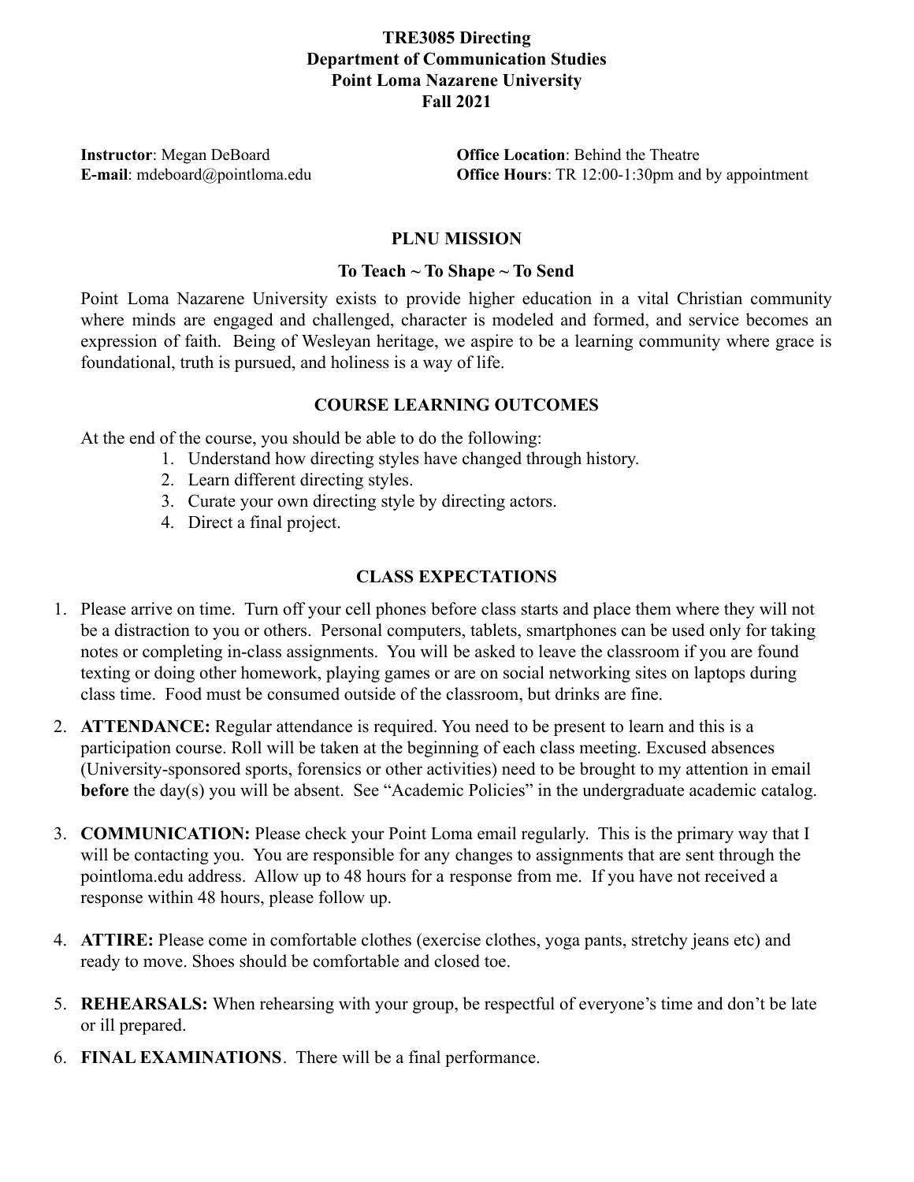# TRE3085 Directing
## Department of Communication Studies
## Point Loma Nazarene University
## Fall 2021

**Instructor**: Megan DeBoard
**E-mail**: mdeboard@pointloma.edu

**Office Location**: Behind the Theatre
**Office Hours**: TR 12:00-1:30pm and by appointment

## PLNU MISSION

### To Teach ~ To Shape ~ To Send

Point Loma Nazarene University exists to provide higher education in a vital Christian community where minds are engaged and challenged, character is modeled and formed, and service becomes an expression of faith. Being of Wesleyan heritage, we aspire to be a learning community where grace is foundational, truth is pursued, and holiness is a way of life.

## COURSE LEARNING OUTCOMES

At the end of the course, you should be able to do the following:

1. Understand how directing styles have changed through history.
2. Learn different directing styles.
3. Curate your own directing style by directing actors.
4. Direct a final project.

## CLASS EXPECTATIONS

1. Please arrive on time. Turn off your cell phones before class starts and place them where they will not be a distraction to you or others. Personal computers, tablets, smartphones can be used only for taking notes or completing in-class assignments. You will be asked to leave the classroom if you are found texting or doing other homework, playing games or are on social networking sites on laptops during class time. Food must be consumed outside of the classroom, but drinks are fine.
2. **ATTENDANCE:** Regular attendance is required. You need to be present to learn and this is a participation course. Roll will be taken at the beginning of each class meeting. Excused absences (University-sponsored sports, forensics or other activities) need to be brought to my attention in email **before** the day(s) you will be absent. See "Academic Policies" in the undergraduate academic catalog.
3. **COMMUNICATION:** Please check your Point Loma email regularly. This is the primary way that I will be contacting you. You are responsible for any changes to assignments that are sent through the pointloma.edu address. Allow up to 48 hours for a response from me. If you have not received a response within 48 hours, please follow up.
4. **ATTIRE:** Please come in comfortable clothes (exercise clothes, yoga pants, stretchy jeans etc) and ready to move. Shoes should be comfortable and closed toe.
5. **REHEARSALS:** When rehearsing with your group, be respectful of everyone's time and don't be late or ill prepared.
6. **FINAL EXAMINATIONS**. There will be a final performance.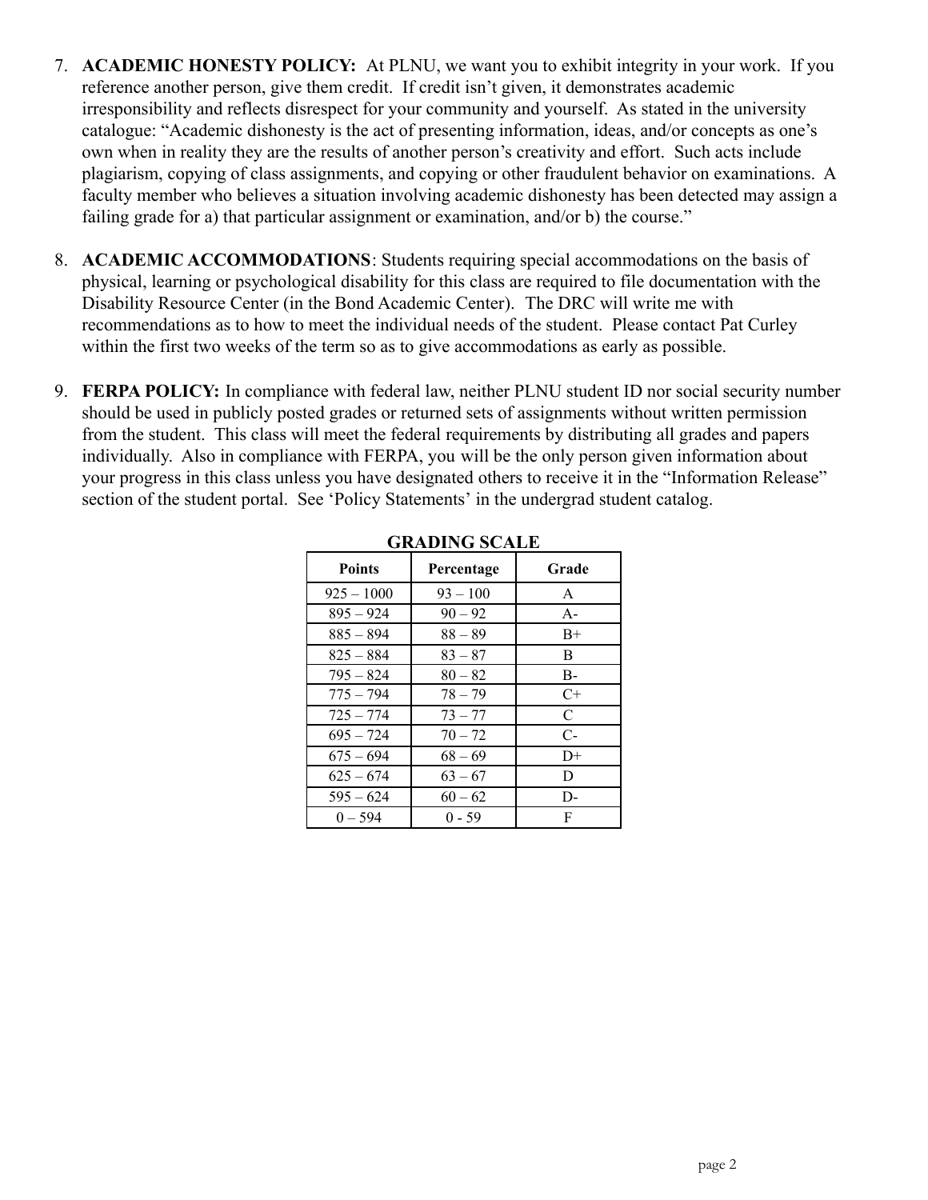7. **ACADEMIC HONESTY POLICY:** At PLNU, we want you to exhibit integrity in your work. If you reference another person, give them credit. If credit isn't given, it demonstrates academic irresponsibility and reflects disrespect for your community and yourself. As stated in the university catalogue: "Academic dishonesty is the act of presenting information, ideas, and/or concepts as one's own when in reality they are the results of another person's creativity and effort. Such acts include plagiarism, copying of class assignments, and copying or other fraudulent behavior on examinations. A faculty member who believes a situation involving academic dishonesty has been detected may assign a failing grade for a) that particular assignment or examination, and/or b) the course."

8. **ACADEMIC ACCOMMODATIONS**: Students requiring special accommodations on the basis of physical, learning or psychological disability for this class are required to file documentation with the Disability Resource Center (in the Bond Academic Center). The DRC will write me with recommendations as to how to meet the individual needs of the student. Please contact Pat Curley within the first two weeks of the term so as to give accommodations as early as possible.

9. **FERPA POLICY:** In compliance with federal law, neither PLNU student ID nor social security number should be used in publicly posted grades or returned sets of assignments without written permission from the student. This class will meet the federal requirements by distributing all grades and papers individually. Also in compliance with FERPA, you will be the only person given information about your progress in this class unless you have designated others to receive it in the "Information Release" section of the student portal. See 'Policy Statements' in the undergrad student catalog.

**GRADING SCALE**

| Points | Percentage | Grade |
|---|---|---|
| 925 – 1000 | 93 – 100 | A |
| 895 – 924 | 90 – 92 | A- |
| 885 – 894 | 88 – 89 | B+ |
| 825 – 884 | 83 – 87 | B |
| 795 – 824 | 80 – 82 | B- |
| 775 – 794 | 78 – 79 | C+ |
| 725 – 774 | 73 – 77 | C |
| 695 – 724 | 70 – 72 | C- |
| 675 – 694 | 68 – 69 | D+ |
| 625 – 674 | 63 – 67 | D |
| 595 – 624 | 60 – 62 | D- |
| 0 – 594 | 0 - 59 | F |